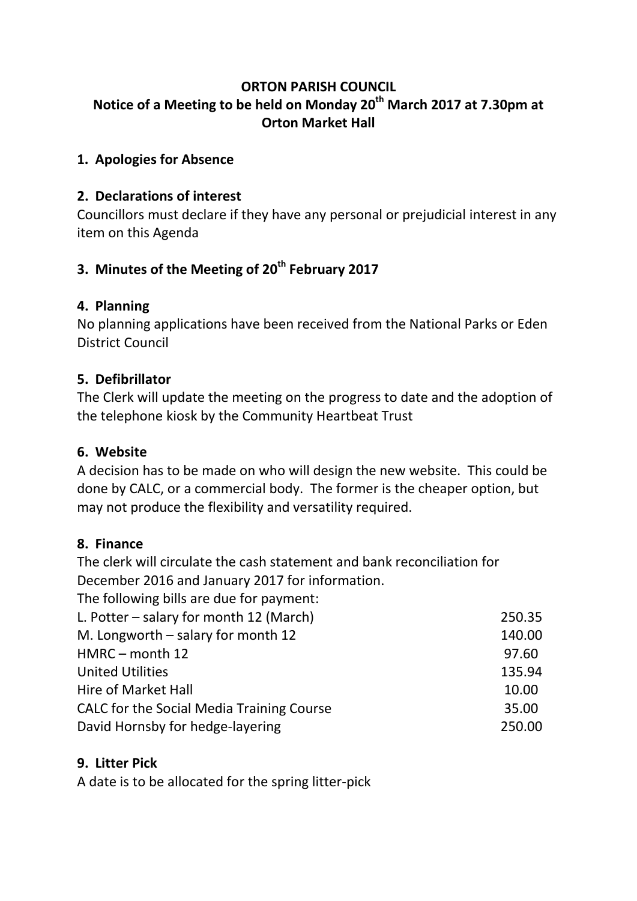**ORTON PARISH COUNCIL**

**Notice of a Meeting to be held on Monday 20th March 2017 at 7.30pm at Orton Market Hall**

## 1. Apologies for Absence

## 2. Declarations of interest

Councillors must declare if they have any personal or prejudicial interest in any item on this Agenda

## 3. Minutes of the Meeting of 20th February 2017

## 4. Planning

No planning applications have been received from the National Parks or Eden District Council

## 5. Defibrillator

The Clerk will update the meeting on the progress to date and the adoption of the telephone kiosk by the Community Heartbeat Trust

## 6. Website

A decision has to be made on who will design the new website. This could be done by CALC, or a commercial body. The former is the cheaper option, but may not produce the flexibility and versatility required.

## 8. Finance

The clerk will circulate the cash statement and bank reconciliation for December 2016 and January 2017 for information.

The following bills are due for payment:

| | |
|---|---|
| L. Potter – salary for month 12 (March) | 250.35 |
| M. Longworth – salary for month 12 | 140.00 |
| HMRC – month 12 | 97.60 |
| United Utilities | 135.94 |
| Hire of Market Hall | 10.00 |
| CALC for the Social Media Training Course | 35.00 |
| David Hornsby for hedge-layering | 250.00 |

## 9. Litter Pick

A date is to be allocated for the spring litter-pick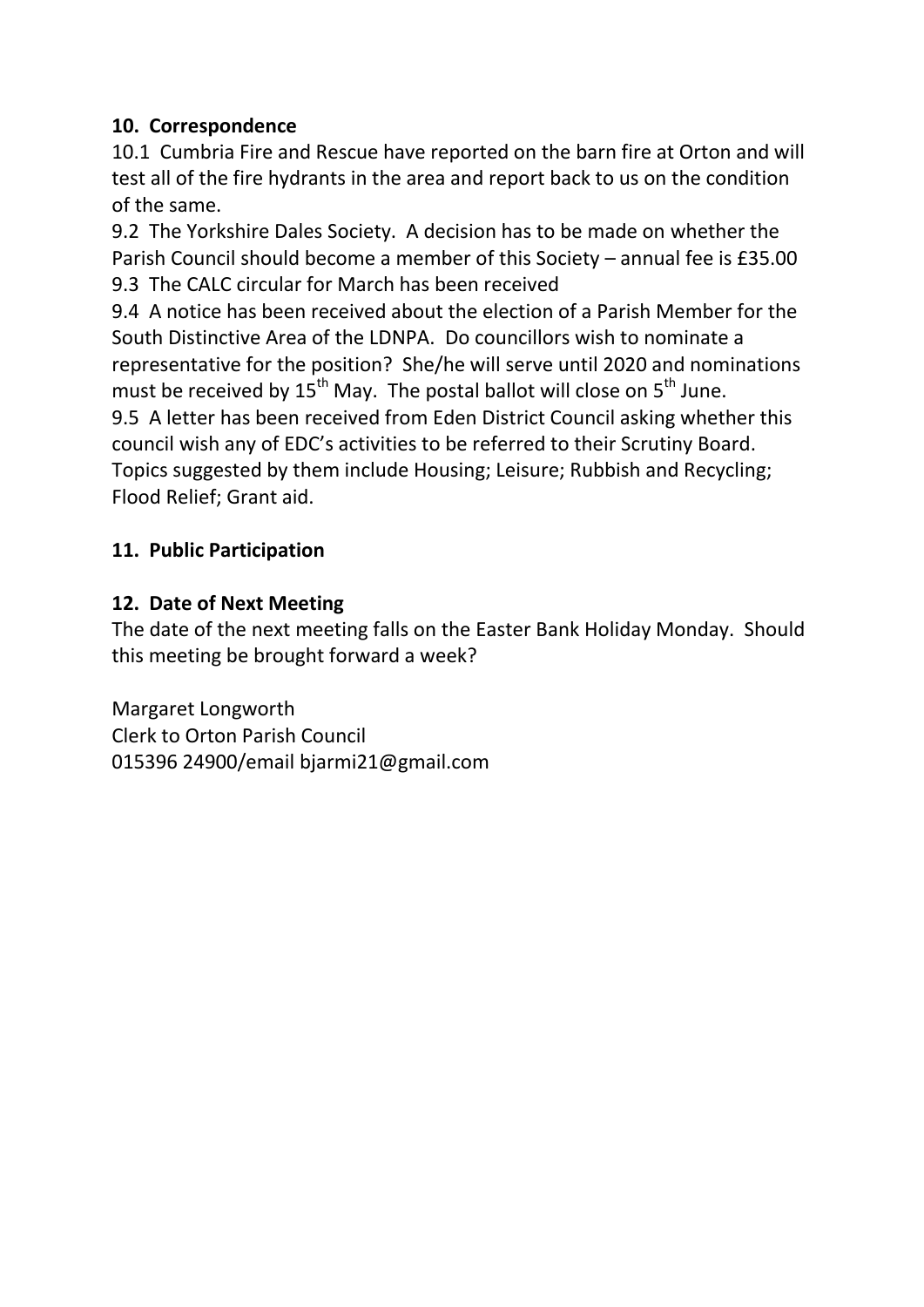**10. Correspondence**

10.1 Cumbria Fire and Rescue have reported on the barn fire at Orton and will test all of the fire hydrants in the area and report back to us on the condition of the same.

9.2 The Yorkshire Dales Society. A decision has to be made on whether the Parish Council should become a member of this Society – annual fee is £35.00

9.3 The CALC circular for March has been received

9.4 A notice has been received about the election of a Parish Member for the South Distinctive Area of the LDNPA. Do councillors wish to nominate a representative for the position? She/he will serve until 2020 and nominations must be received by 15th May. The postal ballot will close on 5th June.

9.5 A letter has been received from Eden District Council asking whether this council wish any of EDC's activities to be referred to their Scrutiny Board. Topics suggested by them include Housing; Leisure; Rubbish and Recycling; Flood Relief; Grant aid.

**11. Public Participation**

**12. Date of Next Meeting**

The date of the next meeting falls on the Easter Bank Holiday Monday. Should this meeting be brought forward a week?

Margaret Longworth
Clerk to Orton Parish Council
015396 24900/email bjarmi21@gmail.com